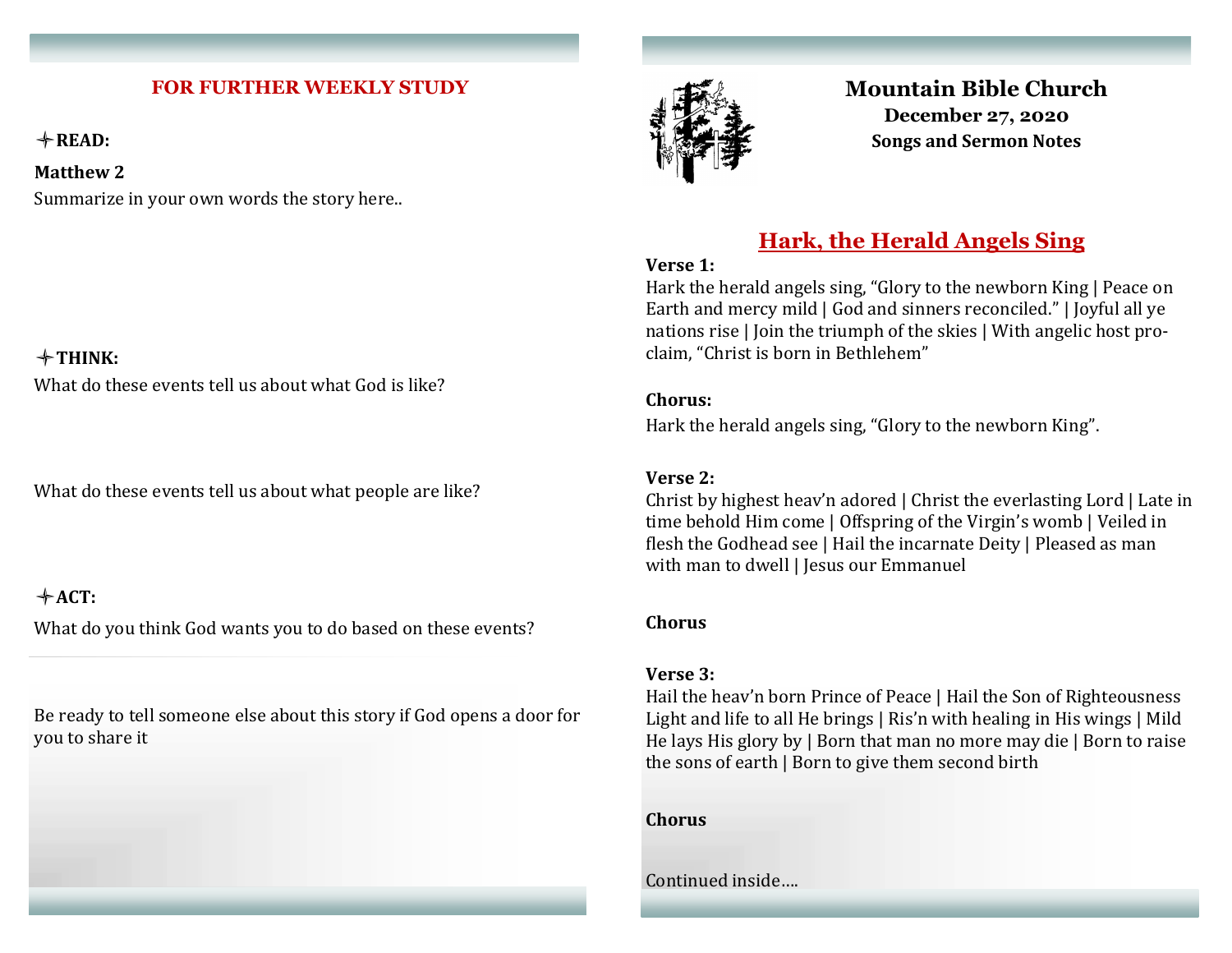## FOR FURTHER WEEKLY STUDY

**✧READ:**

**Matthew 2**

Summarize in your own words the story here..

**✧THINK:**

What do these events tell us about what God is like?

What do these events tell us about what people are like?

**✧ACT:**

What do you think God wants you to do based on these events?

Be ready to tell someone else about this story if God opens a door for you to share it

# Mountain Bible Church

**December 27, 2020**

**Songs and Sermon Notes**

## Hark, the Herald Angels Sing

**Verse 1:**

Hark the herald angels sing, "Glory to the newborn King | Peace on Earth and mercy mild | God and sinners reconciled." | Joyful all ye nations rise | Join the triumph of the skies | With angelic host proclaim, "Christ is born in Bethlehem"

**Chorus:**

Hark the herald angels sing, "Glory to the newborn King".

**Verse 2:**

Christ by highest heav'n adored | Christ the everlasting Lord | Late in time behold Him come | Offspring of the Virgin's womb | Veiled in flesh the Godhead see | Hail the incarnate Deity | Pleased as man with man to dwell | Jesus our Emmanuel

**Chorus**

**Verse 3:**

Hail the heav'n born Prince of Peace | Hail the Son of Righteousness Light and life to all He brings | Ris'n with healing in His wings | Mild He lays His glory by | Born that man no more may die | Born to raise the sons of earth | Born to give them second birth

**Chorus**

Continued inside….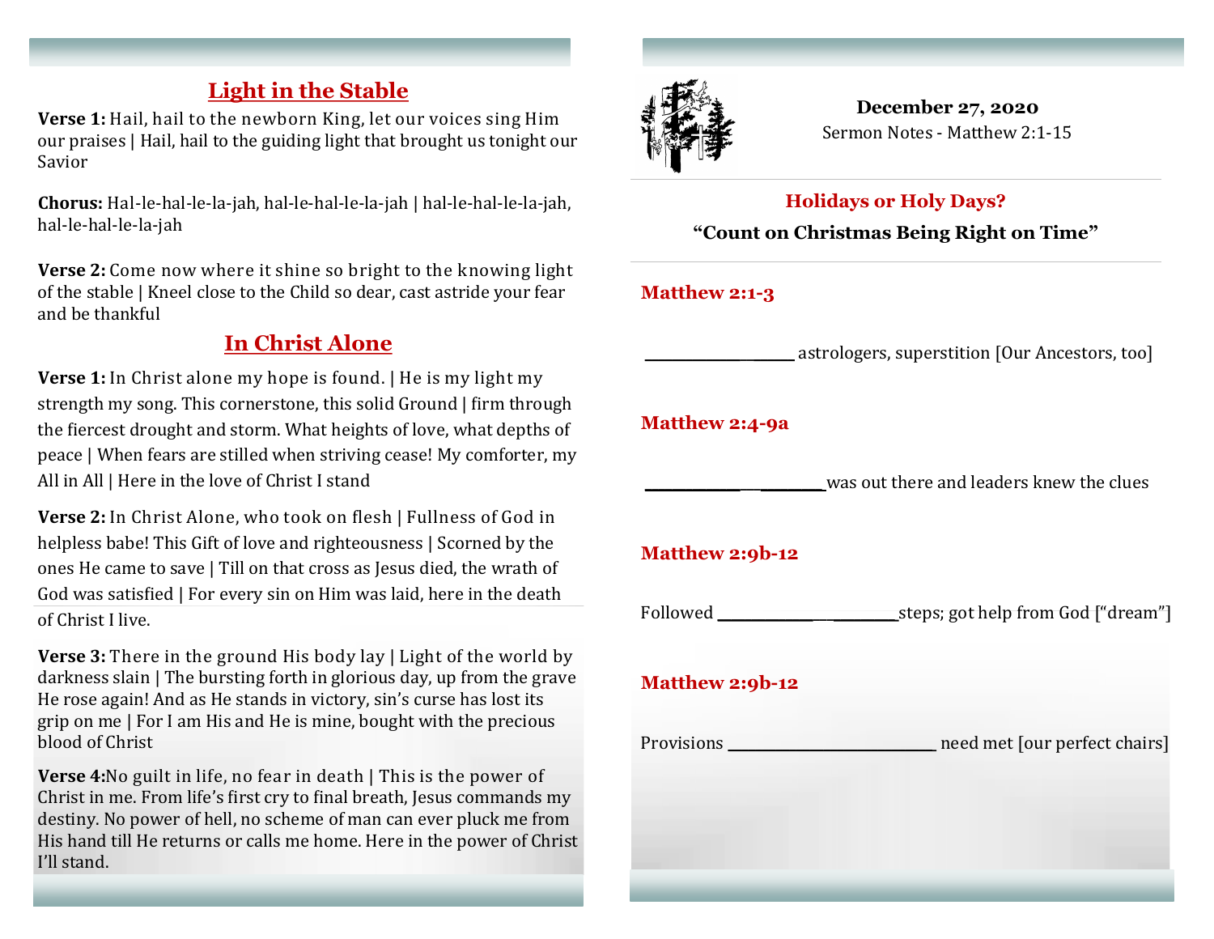## Light in the Stable

**Verse 1:** Hail, hail to the newborn King, let our voices sing Him our praises | Hail, hail to the guiding light that brought us tonight our Savior

**Chorus:** Hal-le-hal-le-la-jah, hal-le-hal-le-la-jah | hal-le-hal-le-la-jah, hal-le-hal-le-la-jah

**Verse 2:** Come now where it shine so bright to the knowing light of the stable | Kneel close to the Child so dear, cast astride your fear and be thankful

## In Christ Alone

**Verse 1:** In Christ alone my hope is found. | He is my light my strength my song. This cornerstone, this solid Ground | firm through the fiercest drought and storm. What heights of love, what depths of peace | When fears are stilled when striving cease! My comforter, my All in All | Here in the love of Christ I stand

**Verse 2:** In Christ Alone, who took on flesh | Fullness of God in helpless babe! This Gift of love and righteousness | Scorned by the ones He came to save | Till on that cross as Jesus died, the wrath of God was satisfied | For every sin on Him was laid, here in the death of Christ I live.

**Verse 3:** There in the ground His body lay | Light of the world by darkness slain | The bursting forth in glorious day, up from the grave He rose again! And as He stands in victory, sin's curse has lost its grip on me | For I am His and He is mine, bought with the precious blood of Christ

**Verse 4:** No guilt in life, no fear in death | This is the power of Christ in me. From life's first cry to final breath, Jesus commands my destiny. No power of hell, no scheme of man can ever pluck me from His hand till He returns or calls me home. Here in the power of Christ I'll stand.

**December 27, 2020**

Sermon Notes - Matthew 2:1-15

## Holidays or Holy Days?

### "Count on Christmas Being Right on Time"

### Matthew 2:1-3

_______________ astrologers, superstition [Our Ancestors, too]

### Matthew 2:4-9a

__________________ was out there and leaders knew the clues

### Matthew 2:9b-12

Followed __________________ steps; got help from God ["dream"]

### Matthew 2:9b-12

Provisions _____________________ need met [our perfect chairs]